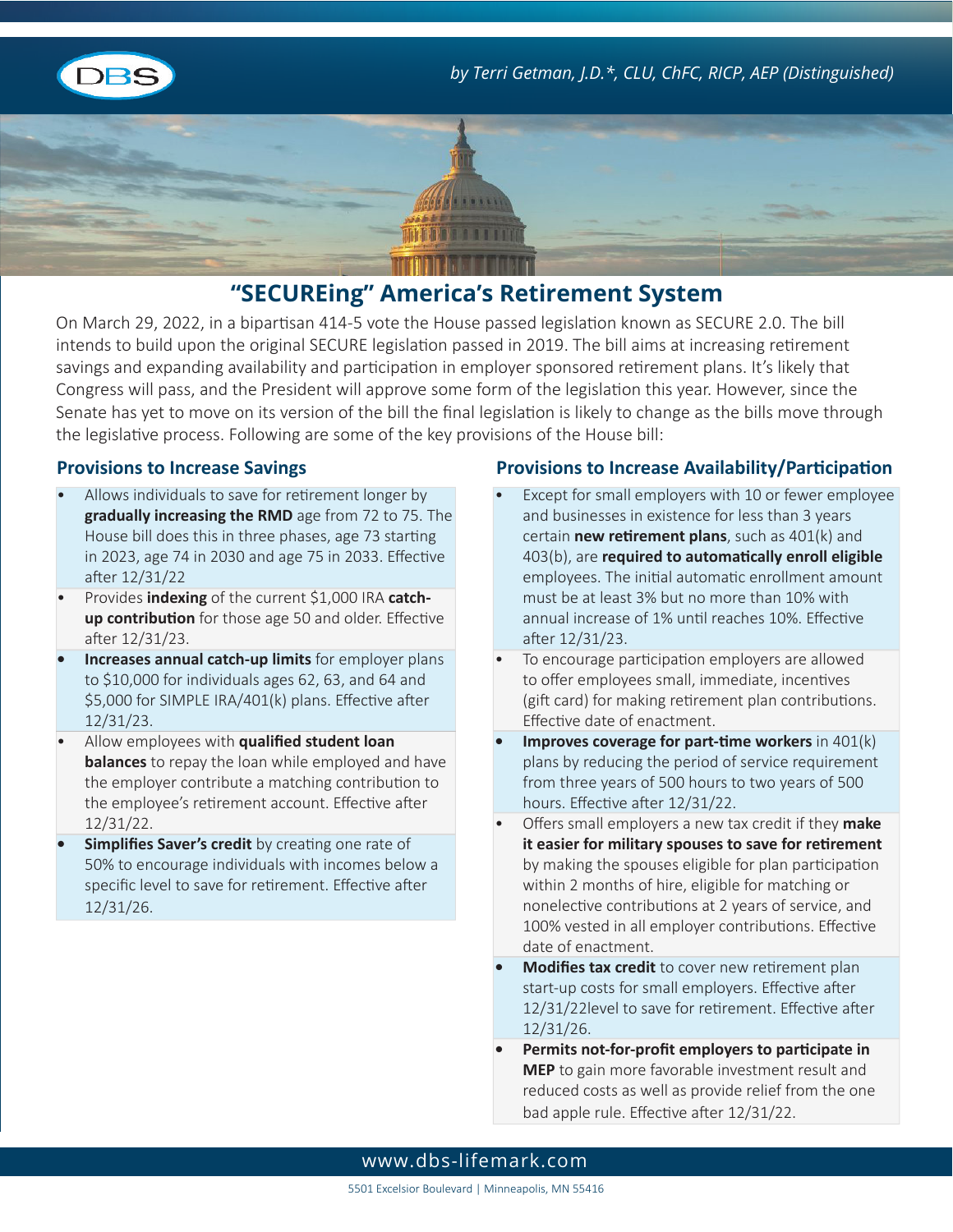*by Terri Getman, J.D.*, CLU, ChFC, RICP, AEP (Distinguished)*

# "SECUREing" America's Retirement System

On March 29, 2022, in a bipartisan 414-5 vote the House passed legislation known as SECURE 2.0. The bill intends to build upon the original SECURE legislation passed in 2019. The bill aims at increasing retirement savings and expanding availability and participation in employer sponsored retirement plans. It's likely that Congress will pass, and the President will approve some form of the legislation this year. However, since the Senate has yet to move on its version of the bill the final legislation is likely to change as the bills move through the legislative process. Following are some of the key provisions of the House bill:

## Provisions to Increase Savings

- Allows individuals to save for retirement longer by **gradually increasing the RMD** age from 72 to 75. The House bill does this in three phases, age 73 starting in 2023, age 74 in 2030 and age 75 in 2033. Effective after 12/31/22
- Provides **indexing** of the current $1,000 IRA **catch-up contribution** for those age 50 and older. Effective after 12/31/23.
- **Increases annual catch-up limits** for employer plans to $10,000 for individuals ages 62, 63, and 64 and $5,000 for SIMPLE IRA/401(k) plans. Effective after 12/31/23.
- Allow employees with **qualified student loan balances** to repay the loan while employed and have the employer contribute a matching contribution to the employee's retirement account. Effective after 12/31/22.
- **Simplifies Saver's credit** by creating one rate of 50% to encourage individuals with incomes below a specific level to save for retirement. Effective after 12/31/26.

## Provisions to Increase Availability/Participation

- Except for small employers with 10 or fewer employee and businesses in existence for less than 3 years certain **new retirement plans**, such as 401(k) and 403(b), are **required to automatically enroll eligible** employees. The initial automatic enrollment amount must be at least 3% but no more than 10% with annual increase of 1% until reaches 10%. Effective after 12/31/23.
- To encourage participation employers are allowed to offer employees small, immediate, incentives (gift card) for making retirement plan contributions. Effective date of enactment.
- **Improves coverage for part-time workers** in 401(k) plans by reducing the period of service requirement from three years of 500 hours to two years of 500 hours. Effective after 12/31/22.
- Offers small employers a new tax credit if they **make it easier for military spouses to save for retirement** by making the spouses eligible for plan participation within 2 months of hire, eligible for matching or nonelective contributions at 2 years of service, and 100% vested in all employer contributions. Effective date of enactment.
- **Modifies tax credit** to cover new retirement plan start-up costs for small employers. Effective after 12/31/22level to save for retirement. Effective after 12/31/26.
- **Permits not-for-profit employers to participate in MEP** to gain more favorable investment result and reduced costs as well as provide relief from the one bad apple rule. Effective after 12/31/22.

www.dbs-lifemark.com

5501 Excelsior Boulevard | Minneapolis, MN 55416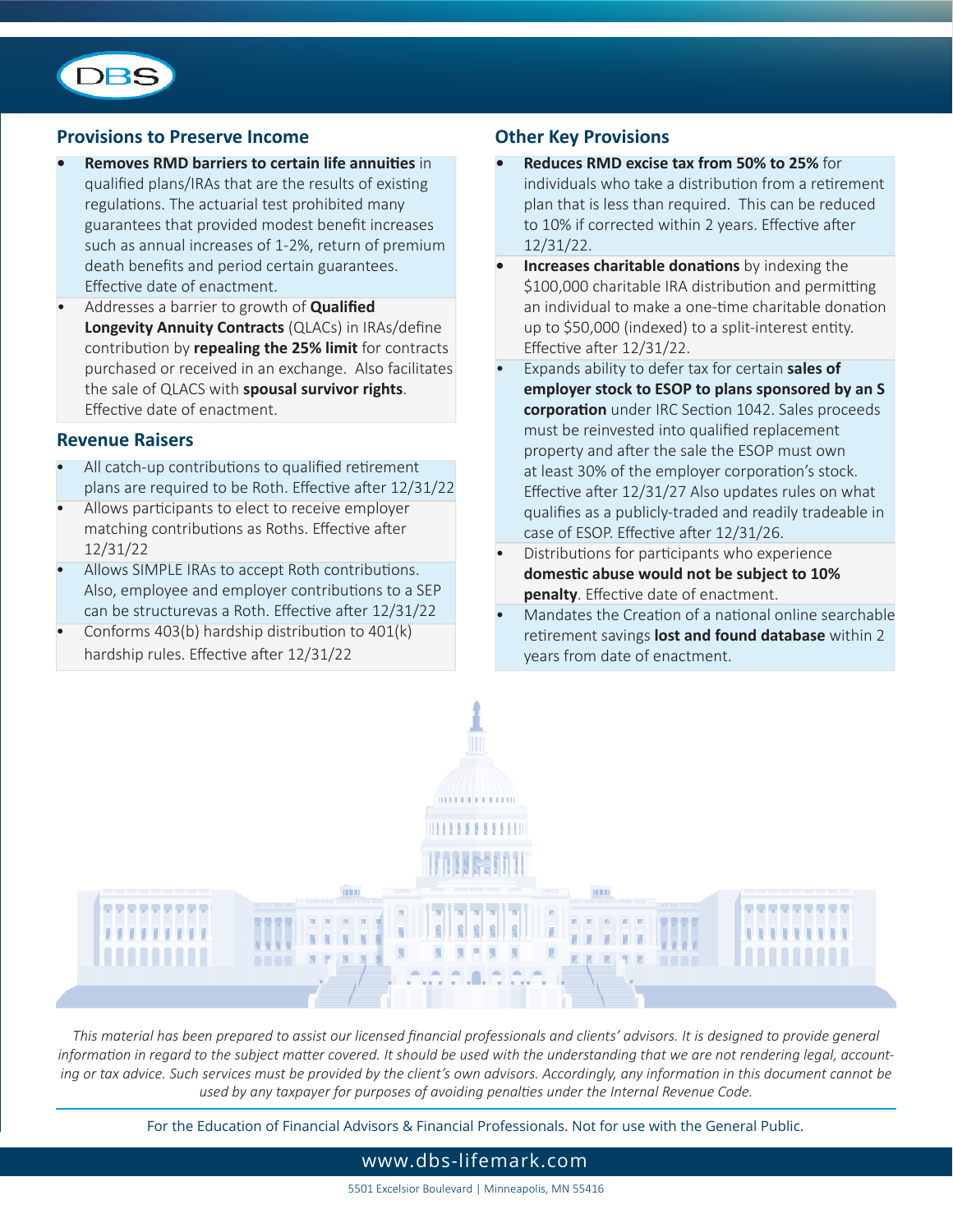## Provisions to Preserve Income

- **Removes RMD barriers to certain life annuities** in qualified plans/IRAs that are the results of existing regulations. The actuarial test prohibited many guarantees that provided modest benefit increases such as annual increases of 1-2%, return of premium death benefits and period certain guarantees. Effective date of enactment.
- Addresses a barrier to growth of **Qualified Longevity Annuity Contracts** (QLACs) in IRAs/define contribution by **repealing the 25% limit** for contracts purchased or received in an exchange. Also facilitates the sale of QLACS with **spousal survivor rights**. Effective date of enactment.

## Revenue Raisers

- All catch-up contributions to qualified retirement plans are required to be Roth. Effective after 12/31/22
- Allows participants to elect to receive employer matching contributions as Roths. Effective after 12/31/22
- Allows SIMPLE IRAs to accept Roth contributions. Also, employee and employer contributions to a SEP can be structurevas a Roth. Effective after 12/31/22
- Conforms 403(b) hardship distribution to 401(k) hardship rules. Effective after 12/31/22

## Other Key Provisions

- **Reduces RMD excise tax from 50% to 25%** for individuals who take a distribution from a retirement plan that is less than required. This can be reduced to 10% if corrected within 2 years. Effective after 12/31/22.
- **Increases charitable donations** by indexing the $100,000 charitable IRA distribution and permitting an individual to make a one-time charitable donation up to $50,000 (indexed) to a split-interest entity. Effective after 12/31/22.
- Expands ability to defer tax for certain **sales of employer stock to ESOP to plans sponsored by an S corporation** under IRC Section 1042. Sales proceeds must be reinvested into qualified replacement property and after the sale the ESOP must own at least 30% of the employer corporation's stock. Effective after 12/31/27 Also updates rules on what qualifies as a publicly-traded and readily tradeable in case of ESOP. Effective after 12/31/26.
- Distributions for participants who experience **domestic abuse would not be subject to 10% penalty**. Effective date of enactment.
- Mandates the Creation of a national online searchable retirement savings **lost and found database** within 2 years from date of enactment.

*This material has been prepared to assist our licensed financial professionals and clients' advisors. It is designed to provide general information in regard to the subject matter covered. It should be used with the understanding that we are not rendering legal, accounting or tax advice. Such services must be provided by the client's own advisors. Accordingly, any information in this document cannot be used by any taxpayer for purposes of avoiding penalties under the Internal Revenue Code.*

For the Education of Financial Advisors & Financial Professionals. Not for use with the General Public.

www.dbs-lifemark.com

5501 Excelsior Boulevard | Minneapolis, MN 55416